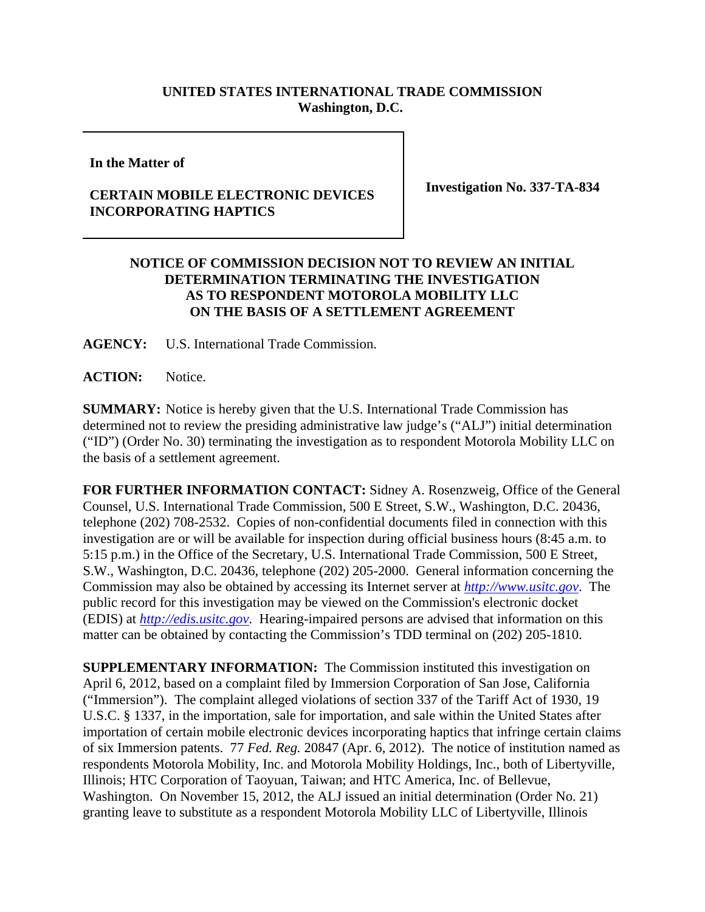**UNITED STATES INTERNATIONAL TRADE COMMISSION**
**Washington, D.C.**

| | |
|---|---|
| **In the Matter of**<br><br>**CERTAIN MOBILE ELECTRONIC DEVICES INCORPORATING HAPTICS** | **Investigation No. 337-TA-834** |

## NOTICE OF COMMISSION DECISION NOT TO REVIEW AN INITIAL DETERMINATION TERMINATING THE INVESTIGATION AS TO RESPONDENT MOTOROLA MOBILITY LLC ON THE BASIS OF A SETTLEMENT AGREEMENT

**AGENCY:** U.S. International Trade Commission.

**ACTION:** Notice.

**SUMMARY:** Notice is hereby given that the U.S. International Trade Commission has determined not to review the presiding administrative law judge's ("ALJ") initial determination ("ID") (Order No. 30) terminating the investigation as to respondent Motorola Mobility LLC on the basis of a settlement agreement.

**FOR FURTHER INFORMATION CONTACT:** Sidney A. Rosenzweig, Office of the General Counsel, U.S. International Trade Commission, 500 E Street, S.W., Washington, D.C. 20436, telephone (202) 708-2532. Copies of non-confidential documents filed in connection with this investigation are or will be available for inspection during official business hours (8:45 a.m. to 5:15 p.m.) in the Office of the Secretary, U.S. International Trade Commission, 500 E Street, S.W., Washington, D.C. 20436, telephone (202) 205-2000. General information concerning the Commission may also be obtained by accessing its Internet server at *http://www.usitc.gov*. The public record for this investigation may be viewed on the Commission's electronic docket (EDIS) at *http://edis.usitc.gov*. Hearing-impaired persons are advised that information on this matter can be obtained by contacting the Commission's TDD terminal on (202) 205-1810.

**SUPPLEMENTARY INFORMATION:** The Commission instituted this investigation on April 6, 2012, based on a complaint filed by Immersion Corporation of San Jose, California ("Immersion"). The complaint alleged violations of section 337 of the Tariff Act of 1930, 19 U.S.C. § 1337, in the importation, sale for importation, and sale within the United States after importation of certain mobile electronic devices incorporating haptics that infringe certain claims of six Immersion patents. 77 *Fed. Reg.* 20847 (Apr. 6, 2012). The notice of institution named as respondents Motorola Mobility, Inc. and Motorola Mobility Holdings, Inc., both of Libertyville, Illinois; HTC Corporation of Taoyuan, Taiwan; and HTC America, Inc. of Bellevue, Washington. On November 15, 2012, the ALJ issued an initial determination (Order No. 21) granting leave to substitute as a respondent Motorola Mobility LLC of Libertyville, Illinois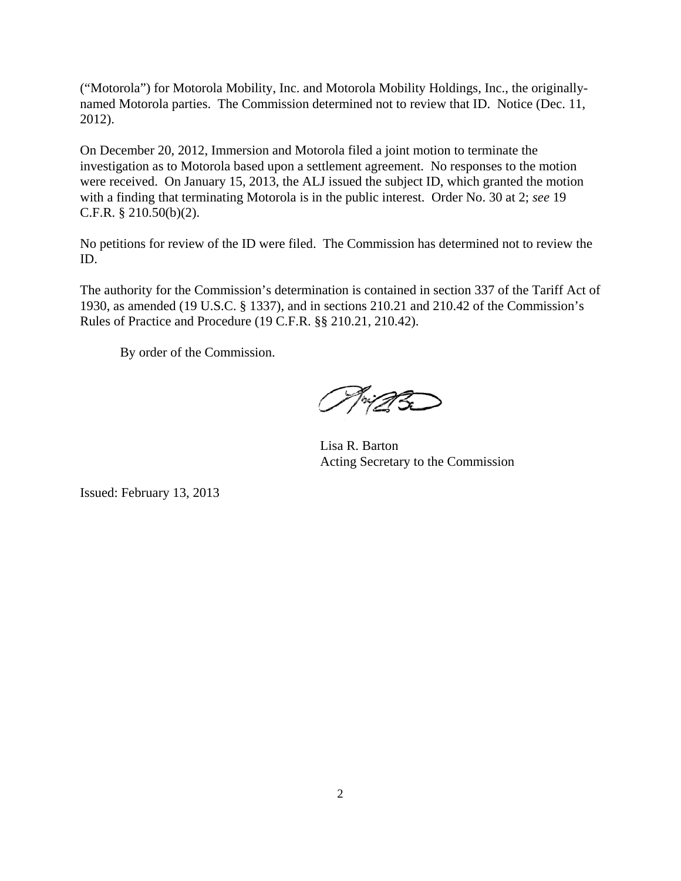("Motorola") for Motorola Mobility, Inc. and Motorola Mobility Holdings, Inc., the originally-named Motorola parties. The Commission determined not to review that ID. Notice (Dec. 11, 2012).

On December 20, 2012, Immersion and Motorola filed a joint motion to terminate the investigation as to Motorola based upon a settlement agreement. No responses to the motion were received. On January 15, 2013, the ALJ issued the subject ID, which granted the motion with a finding that terminating Motorola is in the public interest. Order No. 30 at 2; *see* 19 C.F.R. § 210.50(b)(2).

No petitions for review of the ID were filed. The Commission has determined not to review the ID.

The authority for the Commission's determination is contained in section 337 of the Tariff Act of 1930, as amended (19 U.S.C. § 1337), and in sections 210.21 and 210.42 of the Commission's Rules of Practice and Procedure (19 C.F.R. §§ 210.21, 210.42).

By order of the Commission.

Lisa R. Barton
Acting Secretary to the Commission

Issued: February 13, 2013